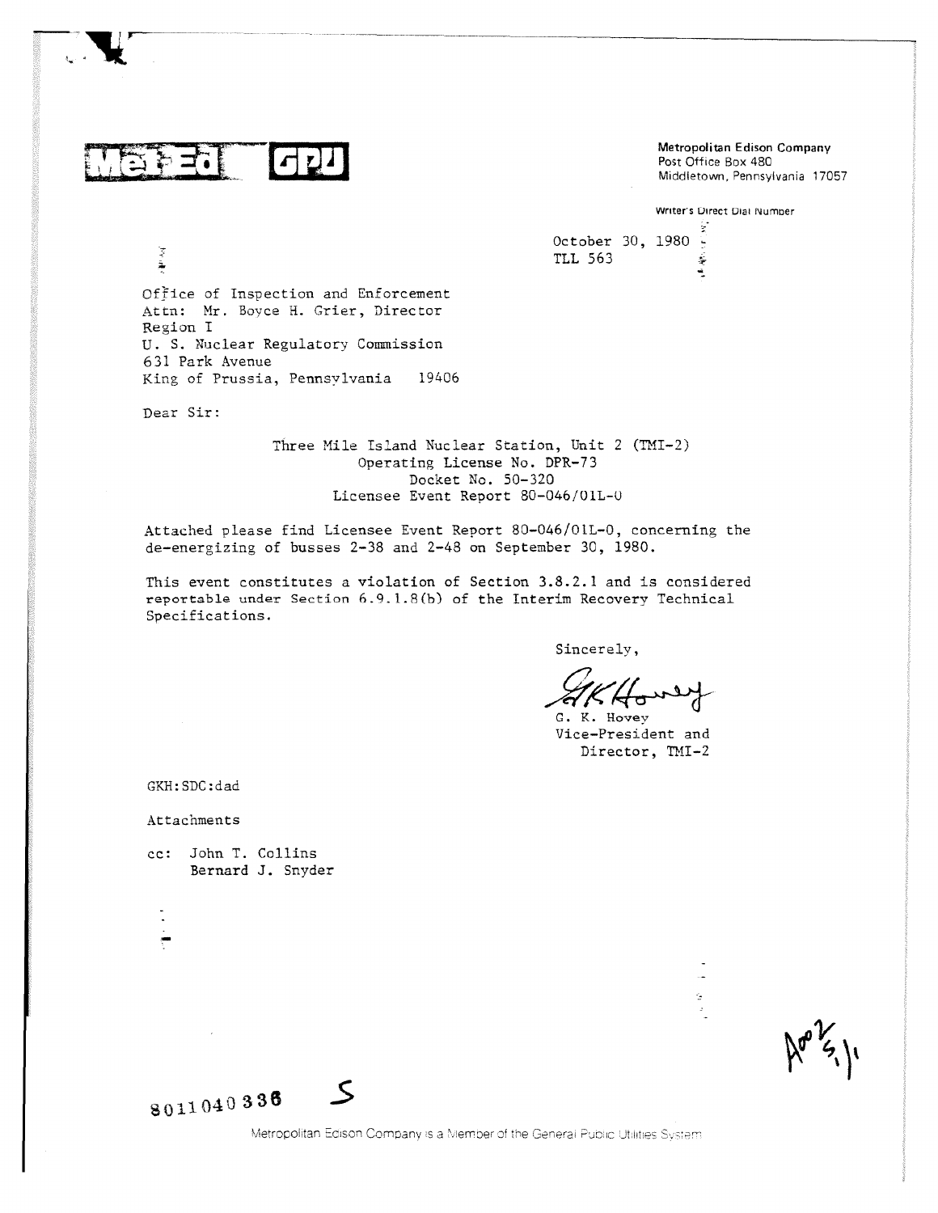Met-Ed GPU

**Metropolitan Edison Company**
Post Office Box 480
Middletown, Pennsylvania 17057

Writer's Direct Dial Number

October 30, 1980
TLL 563

Office of Inspection and Enforcement
Attn: Mr. Boyce H. Grier, Director
Region I
U. S. Nuclear Regulatory Commission
631 Park Avenue
King of Prussia, Pennsylvania 19406

Dear Sir:

Three Mile Island Nuclear Station, Unit 2 (TMI-2)
Operating License No. DPR-73
Docket No. 50-320
Licensee Event Report 80-046/01L-0

Attached please find Licensee Event Report 80-046/01L-0, concerning the de-energizing of busses 2-38 and 2-48 on September 30, 1980.

This event constitutes a violation of Section 3.8.2.1 and is considered reportable under Section 6.9.1.8(b) of the Interim Recovery Technical Specifications.

Sincerely,

G. K. Hovey
Vice-President and
Director, TMI-2

GKH:SDC:dad

Attachments

cc: John T. Collins
Bernard J. Snyder

8011040336 S

Metropolitan Edison Company is a Member of the General Public Utilities System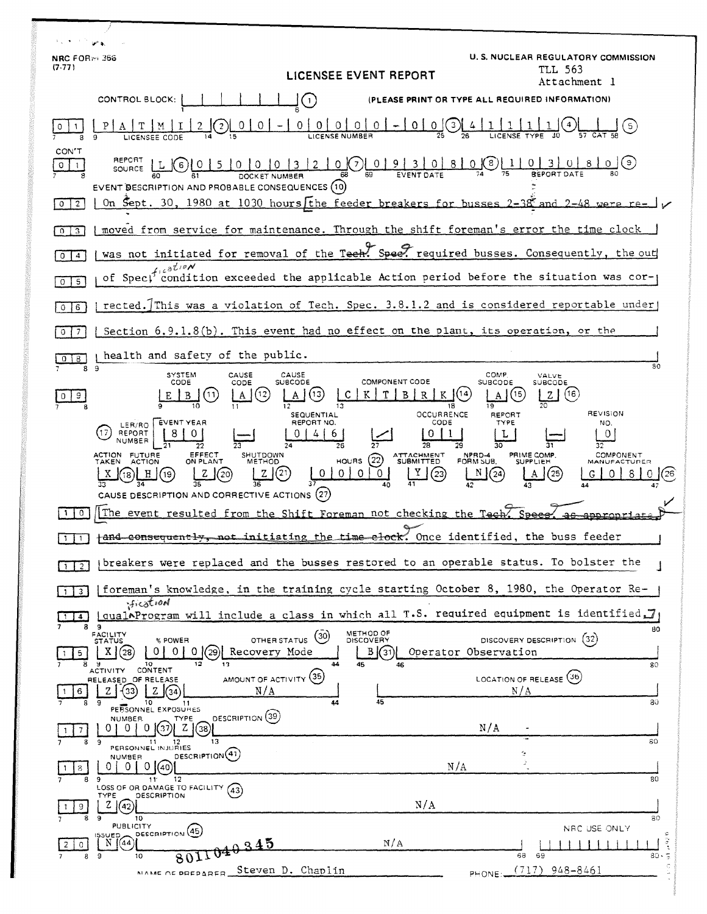NRC FORM 366
(7-77)

U. S. NUCLEAR REGULATORY COMMISSION

TLL 563
Attachment 1

# LICENSEE EVENT REPORT

CONTROL BLOCK: | | | | | | | (1) (PLEASE PRINT OR TYPE ALL REQUIRED INFORMATION)

| 0 | 1 | P A T M I 2 (2) | 0 0 - 0 0 0 0 0 - 0 0 (3) | 4 1 1 1 1 (4) | | (5) |
|---|---|---|---|---|---|
| | | LICENSEE CODE | LICENSE NUMBER | LICENSE TYPE | CAT |

CON'T

| 0 | 1 | REPORT SOURCE L (6) | 0 5 0 0 0 3 2 0 (7) | 0 9 3 0 8 0 (8) | 1 0 3 0 8 0 (9) |
|---|---|---|---|---|---|
| | | | DOCKET NUMBER | EVENT DATE | REPORT DATE |

EVENT DESCRIPTION AND PROBABLE CONSEQUENCES (10)

| | |
|---|---|
| 0 2 | On Sept. 30, 1980 at 1030 hours the feeder breakers for busses 2-38 and 2-48 were re- |
| 0 3 | moved from service for maintenance. Through the shift foreman's error the time clock |
| 0 4 | was not initiated for removal of the Tech. Spec. required busses. Consequently, the out |
| 0 5 | of Specification condition exceeded the applicable Action period before the situation was cor- |
| 0 6 | rected. This was a violation of Tech. Spec. 3.8.1.2 and is considered reportable under |
| 0 7 | Section 6.9.1.8(b). This event had no effect on the plant, its operation, or the |
| 0 8 | health and safety of the public. |

| | SYSTEM CODE | CAUSE CODE | CAUSE SUBCODE | COMPONENT CODE | COMP. SUBCODE | VALVE SUBCODE |
|---|---|---|---|---|---|---|
| 0 9 | E B (11) | A (12) | A (13) | C K T B R K (14) | A (15) | Z (16) |

| (17) LER/RO REPORT NUMBER | EVENT YEAR | | SEQUENTIAL REPORT NO. | | OCCURRENCE CODE | REPORT TYPE | | REVISION NO. |
|---|---|---|---|---|---|---|---|---|
| | 8 0 | — | 0 4 6 | / | 0 1 | L | — | 0 |

| ACTION TAKEN | FUTURE ACTION | EFFECT ON PLANT | SHUTDOWN METHOD | HOURS (22) | ATTACHMENT SUBMITTED | NPRD-4 FORM SUB. | PRIME COMP. SUPPLIER | COMPONENT MANUFACTURER |
|---|---|---|---|---|---|---|---|---|
| X (18) | H (19) | Z (20) | Z (21) | 0 0 0 0 | Y (23) | N (24) | A (25) | G 0 8 0 (26) |

CAUSE DESCRIPTION AND CORRECTIVE ACTIONS (27)

| | |
|---|---|
| 1 0 | The event resulted from the Shift Foreman not checking the Tech. Specs. ~~as appropriate,~~ |
| 1 1 | ~~and consequently, not initiating the time clock~~. Once identified, the buss feeder |
| 1 2 | breakers were replaced and the busses restored to an operable status. To bolster the |
| 1 3 | foreman's knowledge, in the training cycle starting October 8, 1980, the Operator Re- |
| 1 4 | qualification Program will include a class in which all T.S. required equipment is identified. |

| | FACILITY STATUS | % POWER | OTHER STATUS (30) | METHOD OF DISCOVERY | DISCOVERY DESCRIPTION (32) |
|---|---|---|---|---|---|
| 1 5 | X (28) | 0 0 0 (29) | Recovery Mode | B (31) | Operator Observation |

| | ACTIVITY RELEASED | CONTENT OF RELEASE | AMOUNT OF ACTIVITY (35) | LOCATION OF RELEASE (36) |
|---|---|---|---|---|
| 1 6 | Z (33) | Z (34) | N/A | N/A |

PERSONNEL EXPOSURES

| | NUMBER | TYPE | DESCRIPTION (39) |
|---|---|---|---|
| 1 7 | 0 0 0 (37) | Z (38) | N/A |

PERSONNEL INJURIES

| | NUMBER | DESCRIPTION (41) |
|---|---|---|
| 1 8 | 0 0 0 (40) | N/A |

LOSS OF OR DAMAGE TO FACILITY (43)

| | TYPE | DESCRIPTION |
|---|---|---|
| 1 9 | Z (42) | N/A |

PUBLICITY

| | ISSUED | DESCRIPTION (45) | NRC USE ONLY |
|---|---|---|---|
| 2 0 | N (44) | N/A | |

8011040345

NAME OF PREPARER Steven D. Chaplin PHONE: (717) 948-8461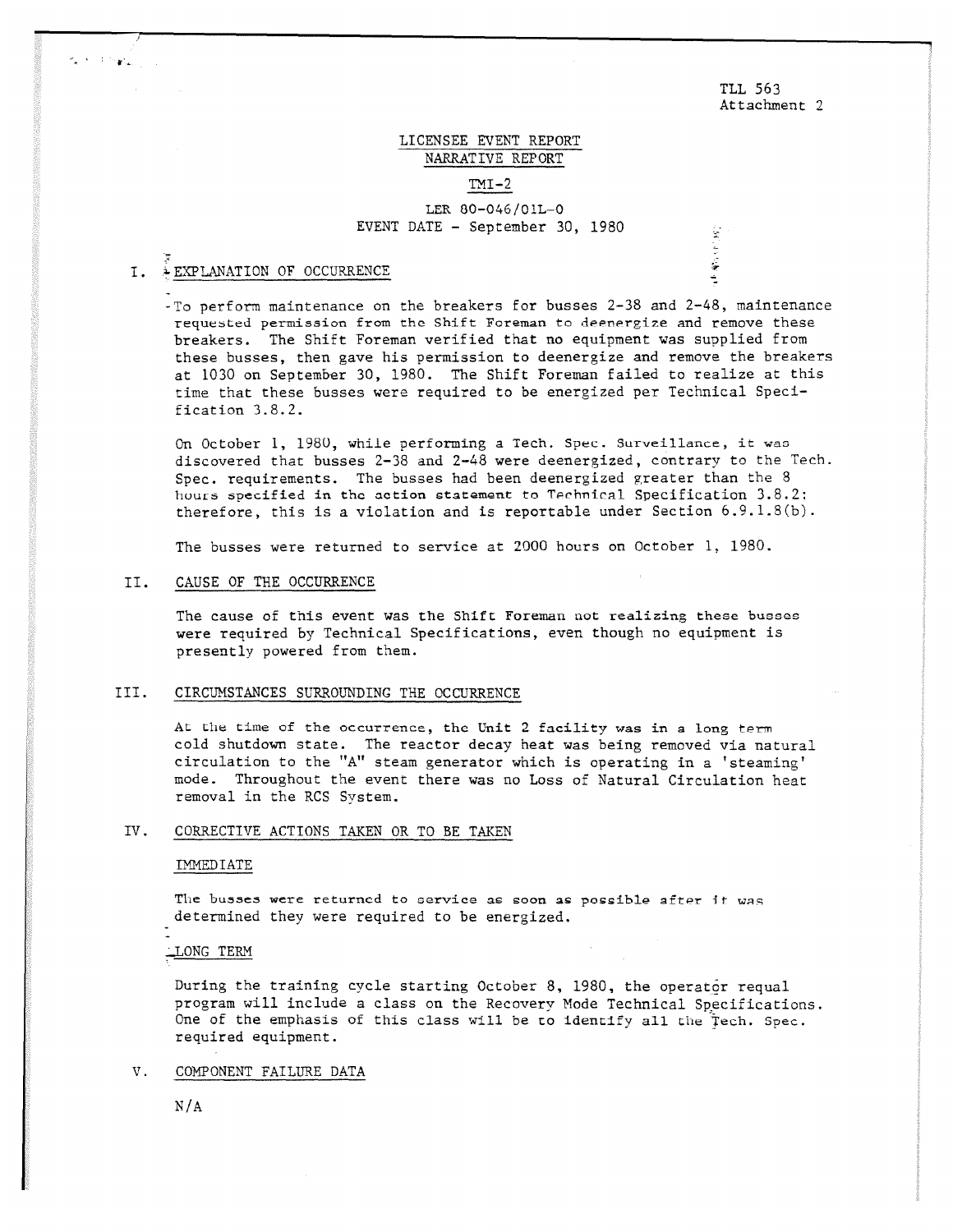TLL 563
Attachment 2

# LICENSEE EVENT REPORT
## NARRATIVE REPORT

TMI-2

LER 80-046/01L-0
EVENT DATE - September 30, 1980

## I. EXPLANATION OF OCCURRENCE

To perform maintenance on the breakers for busses 2-38 and 2-48, maintenance requested permission from the Shift Foreman to deenergize and remove these breakers. The Shift Foreman verified that no equipment was supplied from these busses, then gave his permission to deenergize and remove the breakers at 1030 on September 30, 1980. The Shift Foreman failed to realize at this time that these busses were required to be energized per Technical Specification 3.8.2.

On October 1, 1980, while performing a Tech. Spec. Surveillance, it was discovered that busses 2-38 and 2-48 were deenergized, contrary to the Tech. Spec. requirements. The busses had been deenergized greater than the 8 hours specified in the action statement to Technical Specification 3.8.2; therefore, this is a violation and is reportable under Section 6.9.1.8(b).

The busses were returned to service at 2000 hours on October 1, 1980.

## II. CAUSE OF THE OCCURRENCE

The cause of this event was the Shift Foreman not realizing these busses were required by Technical Specifications, even though no equipment is presently powered from them.

## III. CIRCUMSTANCES SURROUNDING THE OCCURRENCE

At the time of the occurrence, the Unit 2 facility was in a long term cold shutdown state. The reactor decay heat was being removed via natural circulation to the "A" steam generator which is operating in a 'steaming' mode. Throughout the event there was no Loss of Natural Circulation heat removal in the RCS System.

## IV. CORRECTIVE ACTIONS TAKEN OR TO BE TAKEN

### IMMEDIATE

The busses were returned to service as soon as possible after it was determined they were required to be energized.

### LONG TERM

During the training cycle starting October 8, 1980, the operator requal program will include a class on the Recovery Mode Technical Specifications. One of the emphasis of this class will be to identify all the Tech. Spec. required equipment.

## V. COMPONENT FAILURE DATA

N/A